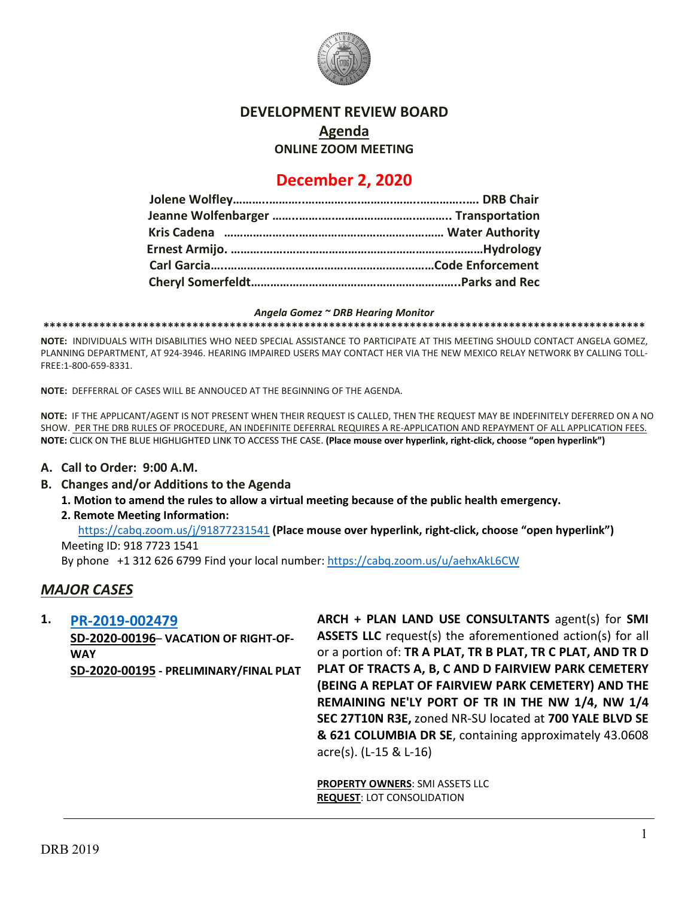# DEVELOPMENT REVIEW BOARD

## Agenda

**ONLINE ZOOM MEETING**

## December 2, 2020

**Jolene Wolfley……………………………………………………………. DRB Chair**
**Jeanne Wolfenbarger …………………………………………….. Transportation**
**Kris Cadena ………………………………………………………… Water Authority**
**Ernest Armijo. ……………………………………………………………………Hydrology**
**Carl Garcia……………………………………………………………Code Enforcement**
**Cheryl Somerfeldt………………………………………………………..Parks and Rec**

***Angela Gomez ~ DRB Hearing Monitor***

\*\*\*\*\*\*\*\*\*\*\*\*\*\*\*\*\*\*\*\*\*\*\*\*\*\*\*\*\*\*\*\*\*\*\*\*\*\*\*\*\*\*\*\*\*\*\*\*\*\*\*\*\*\*\*\*\*\*\*\*\*\*\*\*\*\*\*\*\*\*\*\*\*\*\*\*\*\*\*\*\*\*\*\*\*\*\*\*\*\*\*\*\*\*\*\*\*\*\*

**NOTE:** INDIVIDUALS WITH DISABILITIES WHO NEED SPECIAL ASSISTANCE TO PARTICIPATE AT THIS MEETING SHOULD CONTACT ANGELA GOMEZ, PLANNING DEPARTMENT, AT 924-3946. HEARING IMPAIRED USERS MAY CONTACT HER VIA THE NEW MEXICO RELAY NETWORK BY CALLING TOLL-FREE:1-800-659-8331.

**NOTE:** DEFFERRAL OF CASES WILL BE ANNOUCED AT THE BEGINNING OF THE AGENDA.

**NOTE:** IF THE APPLICANT/AGENT IS NOT PRESENT WHEN THEIR REQUEST IS CALLED, THEN THE REQUEST MAY BE INDEFINITELY DEFERRED ON A NO SHOW. PER THE DRB RULES OF PROCEDURE, AN INDEFINITE DEFERRAL REQUIRES A RE-APPLICATION AND REPAYMENT OF ALL APPLICATION FEES.
**NOTE:** CLICK ON THE BLUE HIGHLIGHTED LINK TO ACCESS THE CASE. **(Place mouse over hyperlink, right-click, choose "open hyperlink")**

- **A. Call to Order: 9:00 A.M.**
- **B. Changes and/or Additions to the Agenda**
  1. **Motion to amend the rules to allow a virtual meeting because of the public health emergency.**
  2. **Remote Meeting Information:**
     https://cabq.zoom.us/j/91877231541 **(Place mouse over hyperlink, right-click, choose "open hyperlink")**

  Meeting ID: 918 7723 1541
  By phone +1 312 626 6799 Find your local number: https://cabq.zoom.us/u/aehxAkL6CW

## *MAJOR CASES*

**1. PR-2019-002479**
**SD-2020-00196– VACATION OF RIGHT-OF-WAY**
**SD-2020-00195 - PRELIMINARY/FINAL PLAT**

**ARCH + PLAN LAND USE CONSULTANTS** agent(s) for **SMI ASSETS LLC** request(s) the aforementioned action(s) for all or a portion of: **TR A PLAT, TR B PLAT, TR C PLAT, AND TR D PLAT OF TRACTS A, B, C AND D FAIRVIEW PARK CEMETERY (BEING A REPLAT OF FAIRVIEW PARK CEMETERY) AND THE REMAINING NE'LY PORT OF TR IN THE NW 1/4, NW 1/4 SEC 27T10N R3E,** zoned NR-SU located at **700 YALE BLVD SE & 621 COLUMBIA DR SE**, containing approximately 43.0608 acre(s). (L-15 & L-16)

**PROPERTY OWNERS**: SMI ASSETS LLC
**REQUEST**: LOT CONSOLIDATION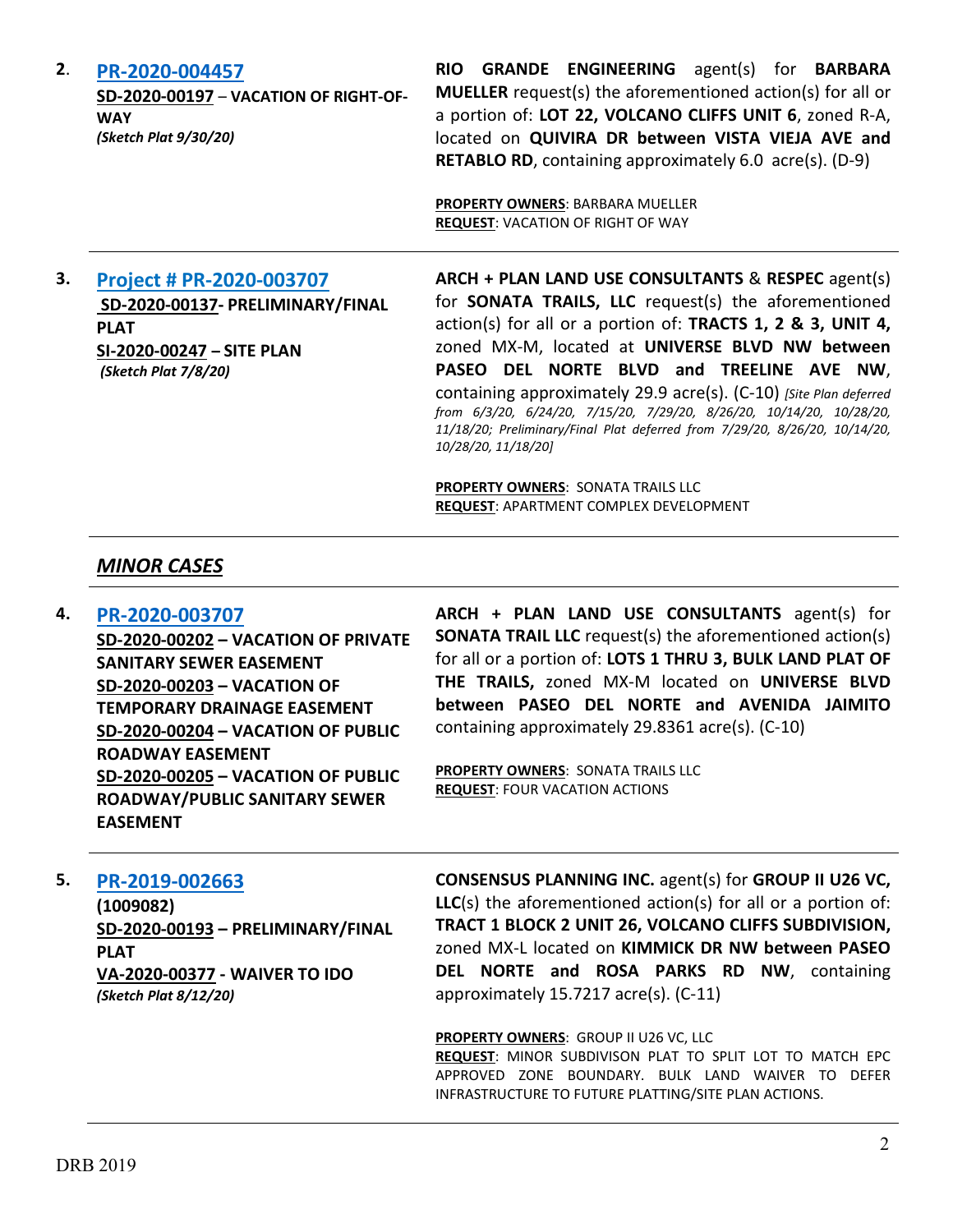**2. [PR-2020-004457]**
**SD-2020-00197 – VACATION OF RIGHT-OF-WAY**
***(Sketch Plat 9/30/20)***

**RIO GRANDE ENGINEERING** agent(s) for **BARBARA MUELLER** request(s) the aforementioned action(s) for all or a portion of: **LOT 22, VOLCANO CLIFFS UNIT 6**, zoned R-A, located on **QUIVIRA DR between VISTA VIEJA AVE and RETABLO RD**, containing approximately 6.0 acre(s). (D-9)

**PROPERTY OWNERS**: BARBARA MUELLER
**REQUEST**: VACATION OF RIGHT OF WAY

---

**3. [Project # PR-2020-003707]**
**SD-2020-00137- PRELIMINARY/FINAL PLAT**
**SI-2020-00247 – SITE PLAN**
***(Sketch Plat 7/8/20)***

**ARCH + PLAN LAND USE CONSULTANTS** & **RESPEC** agent(s) for **SONATA TRAILS, LLC** request(s) the aforementioned action(s) for all or a portion of: **TRACTS 1, 2 & 3, UNIT 4,** zoned MX-M, located at **UNIVERSE BLVD NW between PASEO DEL NORTE BLVD and TREELINE AVE NW**, containing approximately 29.9 acre(s). (C-10) *[Site Plan deferred from 6/3/20, 6/24/20, 7/15/20, 7/29/20, 8/26/20, 10/14/20, 10/28/20, 11/18/20; Preliminary/Final Plat deferred from 7/29/20, 8/26/20, 10/14/20, 10/28/20, 11/18/20]*

**PROPERTY OWNERS**: SONATA TRAILS LLC
**REQUEST**: APARTMENT COMPLEX DEVELOPMENT

---

## *MINOR CASES*

---

**4. [PR-2020-003707]**
**SD-2020-00202 – VACATION OF PRIVATE SANITARY SEWER EASEMENT**
**SD-2020-00203 – VACATION OF TEMPORARY DRAINAGE EASEMENT**
**SD-2020-00204 – VACATION OF PUBLIC ROADWAY EASEMENT**
**SD-2020-00205 – VACATION OF PUBLIC ROADWAY/PUBLIC SANITARY SEWER EASEMENT**

**ARCH + PLAN LAND USE CONSULTANTS** agent(s) for **SONATA TRAIL LLC** request(s) the aforementioned action(s) for all or a portion of: **LOTS 1 THRU 3, BULK LAND PLAT OF THE TRAILS,** zoned MX-M located on **UNIVERSE BLVD between PASEO DEL NORTE and AVENIDA JAIMITO** containing approximately 29.8361 acre(s). (C-10)

**PROPERTY OWNERS**: SONATA TRAILS LLC
**REQUEST**: FOUR VACATION ACTIONS

---

**5. [PR-2019-002663]**
**(1009082)**
**SD-2020-00193 – PRELIMINARY/FINAL PLAT**
**VA-2020-00377 - WAIVER TO IDO**
***(Sketch Plat 8/12/20)***

**CONSENSUS PLANNING INC.** agent(s) for **GROUP II U26 VC, LLC**(s) the aforementioned action(s) for all or a portion of: **TRACT 1 BLOCK 2 UNIT 26, VOLCANO CLIFFS SUBDIVISION,** zoned MX-L located on **KIMMICK DR NW between PASEO DEL NORTE and ROSA PARKS RD NW**, containing approximately 15.7217 acre(s). (C-11)

**PROPERTY OWNERS**: GROUP II U26 VC, LLC
**REQUEST**: MINOR SUBDIVISON PLAT TO SPLIT LOT TO MATCH EPC APPROVED ZONE BOUNDARY. BULK LAND WAIVER TO DEFER INFRASTRUCTURE TO FUTURE PLATTING/SITE PLAN ACTIONS.

---

DRB 2019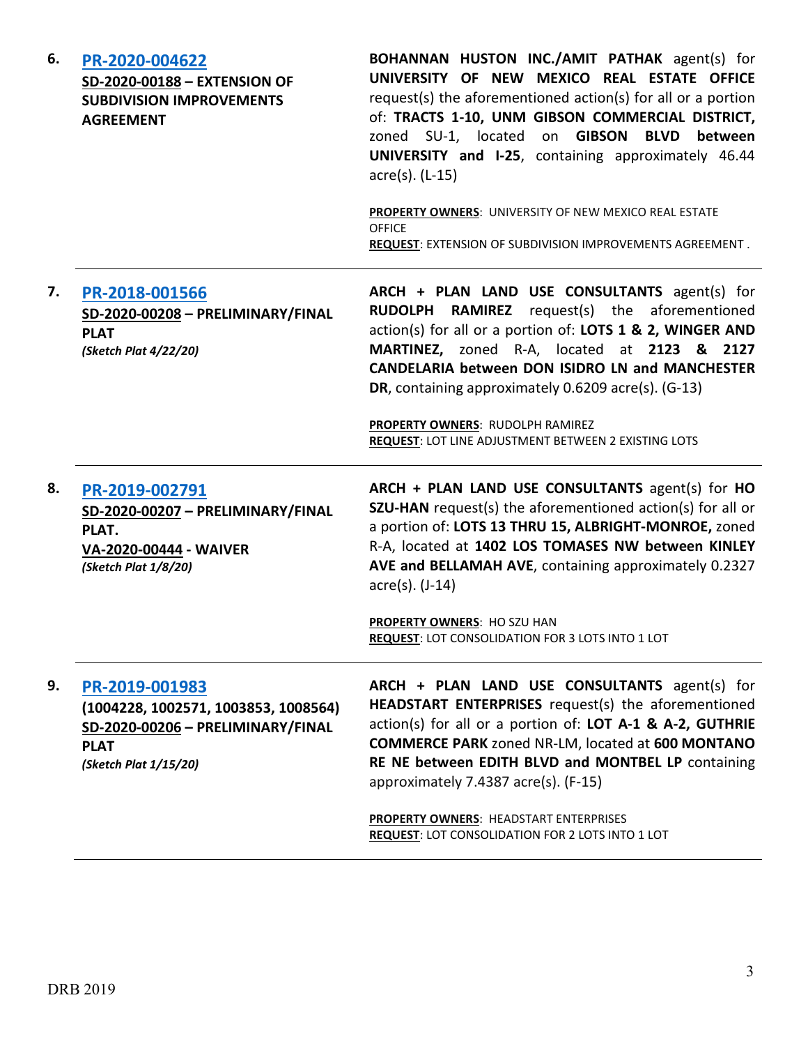| | | |
|---|---|---|
| **6.** | **PR-2020-004622**<br>**SD-2020-00188 – EXTENSION OF SUBDIVISION IMPROVEMENTS AGREEMENT** | **BOHANNAN HUSTON INC./AMIT PATHAK** agent(s) for **UNIVERSITY OF NEW MEXICO REAL ESTATE OFFICE** request(s) the aforementioned action(s) for all or a portion of: **TRACTS 1-10, UNM GIBSON COMMERCIAL DISTRICT,** zoned SU-1, located on **GIBSON BLVD between UNIVERSITY and I-25**, containing approximately 46.44 acre(s). (L-15)<br><br>**PROPERTY OWNERS**: UNIVERSITY OF NEW MEXICO REAL ESTATE OFFICE<br>**REQUEST**: EXTENSION OF SUBDIVISION IMPROVEMENTS AGREEMENT . |
| **7.** | **PR-2018-001566**<br>**SD-2020-00208 – PRELIMINARY/FINAL PLAT**<br>***(Sketch Plat 4/22/20)*** | **ARCH + PLAN LAND USE CONSULTANTS** agent(s) for **RUDOLPH RAMIREZ** request(s) the aforementioned action(s) for all or a portion of: **LOTS 1 & 2, WINGER AND MARTINEZ,** zoned R-A, located at **2123 & 2127 CANDELARIA between DON ISIDRO LN and MANCHESTER DR**, containing approximately 0.6209 acre(s). (G-13)<br><br>**PROPERTY OWNERS**: RUDOLPH RAMIREZ<br>**REQUEST**: LOT LINE ADJUSTMENT BETWEEN 2 EXISTING LOTS |
| **8.** | **PR-2019-002791**<br>**SD-2020-00207 – PRELIMINARY/FINAL PLAT.**<br>**VA-2020-00444 - WAIVER**<br>***(Sketch Plat 1/8/20)*** | **ARCH + PLAN LAND USE CONSULTANTS** agent(s) for **HO SZU-HAN** request(s) the aforementioned action(s) for all or a portion of: **LOTS 13 THRU 15, ALBRIGHT-MONROE,** zoned R-A, located at **1402 LOS TOMASES NW between KINLEY AVE and BELLAMAH AVE**, containing approximately 0.2327 acre(s). (J-14)<br><br>**PROPERTY OWNERS**: HO SZU HAN<br>**REQUEST**: LOT CONSOLIDATION FOR 3 LOTS INTO 1 LOT |
| **9.** | **PR-2019-001983**<br>**(1004228, 1002571, 1003853, 1008564)**<br>**SD-2020-00206 – PRELIMINARY/FINAL PLAT**<br>***(Sketch Plat 1/15/20)*** | **ARCH + PLAN LAND USE CONSULTANTS** agent(s) for **HEADSTART ENTERPRISES** request(s) the aforementioned action(s) for all or a portion of: **LOT A-1 & A-2, GUTHRIE COMMERCE PARK** zoned NR-LM, located at **600 MONTANO RE NE between EDITH BLVD and MONTBEL LP** containing approximately 7.4387 acre(s). (F-15)<br><br>**PROPERTY OWNERS**: HEADSTART ENTERPRISES<br>**REQUEST**: LOT CONSOLIDATION FOR 2 LOTS INTO 1 LOT |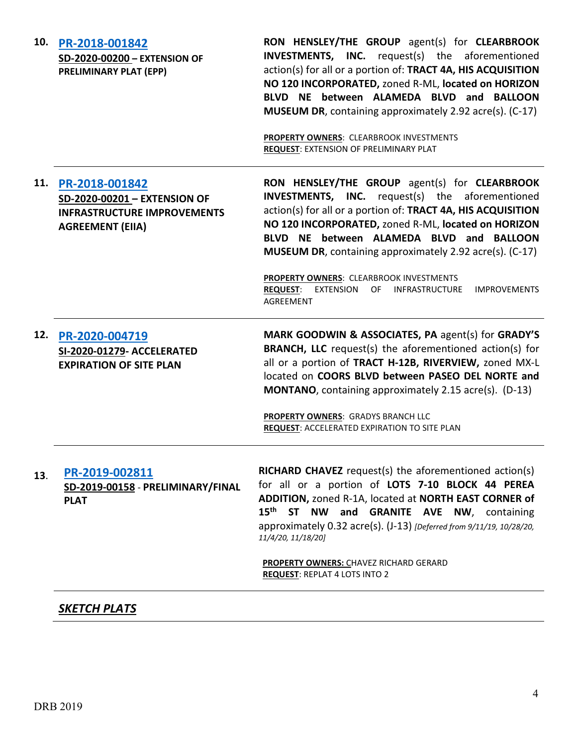| | | |
|---|---|---|
| 10. | **PR-2018-001842**<br>**SD-2020-00200 – EXTENSION OF PRELIMINARY PLAT (EPP)** | **RON HENSLEY/THE GROUP** agent(s) for **CLEARBROOK INVESTMENTS, INC.** request(s) the aforementioned action(s) for all or a portion of: **TRACT 4A, HIS ACQUISITION NO 120 INCORPORATED,** zoned R-ML, **located on HORIZON BLVD NE between ALAMEDA BLVD and BALLOON MUSEUM DR**, containing approximately 2.92 acre(s). (C-17)<br><br>**PROPERTY OWNERS**: CLEARBROOK INVESTMENTS<br>**REQUEST**: EXTENSION OF PRELIMINARY PLAT |
| 11. | **PR-2018-001842**<br>**SD-2020-00201 – EXTENSION OF INFRASTRUCTURE IMPROVEMENTS AGREEMENT (EIIA)** | **RON HENSLEY/THE GROUP** agent(s) for **CLEARBROOK INVESTMENTS, INC.** request(s) the aforementioned action(s) for all or a portion of: **TRACT 4A, HIS ACQUISITION NO 120 INCORPORATED,** zoned R-ML, **located on HORIZON BLVD NE between ALAMEDA BLVD and BALLOON MUSEUM DR**, containing approximately 2.92 acre(s). (C-17)<br><br>**PROPERTY OWNERS**: CLEARBROOK INVESTMENTS<br>**REQUEST**: EXTENSION OF INFRASTRUCTURE IMPROVEMENTS AGREEMENT |
| 12. | **PR-2020-004719**<br>**SI-2020-01279- ACCELERATED EXPIRATION OF SITE PLAN** | **MARK GOODWIN & ASSOCIATES, PA** agent(s) for **GRADY'S BRANCH, LLC** request(s) the aforementioned action(s) for all or a portion of **TRACT H-12B, RIVERVIEW,** zoned MX-L located on **COORS BLVD between PASEO DEL NORTE and MONTANO**, containing approximately 2.15 acre(s). (D-13)<br><br>**PROPERTY OWNERS**: GRADYS BRANCH LLC<br>**REQUEST**: ACCELERATED EXPIRATION TO SITE PLAN |
| 13. | **PR-2019-002811**<br>**SD-2019-00158 - PRELIMINARY/FINAL PLAT** | **RICHARD CHAVEZ** request(s) the aforementioned action(s) for all or a portion of **LOTS 7-10 BLOCK 44 PEREA ADDITION,** zoned R-1A, located at **NORTH EAST CORNER of 15th ST NW and GRANITE AVE NW**, containing approximately 0.32 acre(s). (J-13) *[Deferred from 9/11/19, 10/28/20, 11/4/20, 11/18/20]*<br><br>**PROPERTY OWNERS:** CHAVEZ RICHARD GERARD<br>**REQUEST**: REPLAT 4 LOTS INTO 2 |

***SKETCH PLATS***

DRB 2019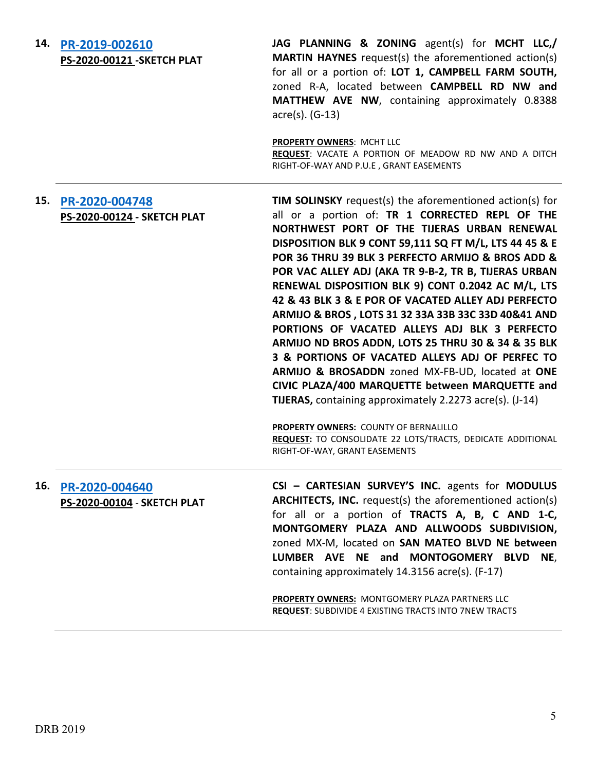**14. [PR-2019-002610](#)**
**PS-2020-00121 -SKETCH PLAT**

**JAG PLANNING & ZONING** agent(s) for **MCHT LLC,/ MARTIN HAYNES** request(s) the aforementioned action(s) for all or a portion of: **LOT 1, CAMPBELL FARM SOUTH,** zoned R-A, located between **CAMPBELL RD NW and MATTHEW AVE NW**, containing approximately 0.8388 acre(s). (G-13)

**PROPERTY OWNERS**: MCHT LLC
**REQUEST**: VACATE A PORTION OF MEADOW RD NW AND A DITCH RIGHT-OF-WAY AND P.U.E , GRANT EASEMENTS

---

**15. [PR-2020-004748](#)**
**PS-2020-00124 - SKETCH PLAT**

**TIM SOLINSKY** request(s) the aforementioned action(s) for all or a portion of: **TR 1 CORRECTED REPL OF THE NORTHWEST PORT OF THE TIJERAS URBAN RENEWAL DISPOSITION BLK 9 CONT 59,111 SQ FT M/L, LTS 44 45 & E POR 36 THRU 39 BLK 3 PERFECTO ARMIJO & BROS ADD & POR VAC ALLEY ADJ (AKA TR 9-B-2, TR B, TIJERAS URBAN RENEWAL DISPOSITION BLK 9) CONT 0.2042 AC M/L, LTS 42 & 43 BLK 3 & E POR OF VACATED ALLEY ADJ PERFECTO ARMIJO & BROS , LOTS 31 32 33A 33B 33C 33D 40&41 AND PORTIONS OF VACATED ALLEYS ADJ BLK 3 PERFECTO ARMIJO ND BROS ADDN, LOTS 25 THRU 30 & 34 & 35 BLK 3 & PORTIONS OF VACATED ALLEYS ADJ OF PERFEC TO ARMIJO & BROSADDN** zoned MX-FB-UD, located at **ONE CIVIC PLAZA/400 MARQUETTE between MARQUETTE and TIJERAS,** containing approximately 2.2273 acre(s). (J-14)

**PROPERTY OWNERS:** COUNTY OF BERNALILLO
**REQUEST:** TO CONSOLIDATE 22 LOTS/TRACTS, DEDICATE ADDITIONAL RIGHT-OF-WAY, GRANT EASEMENTS

---

**16. [PR-2020-004640](#)**
**PS-2020-00104 - SKETCH PLAT**

**CSI – CARTESIAN SURVEY'S INC.** agents for **MODULUS ARCHITECTS, INC.** request(s) the aforementioned action(s) for all or a portion of **TRACTS A, B, C AND 1-C, MONTGOMERY PLAZA AND ALLWOODS SUBDIVISION,** zoned MX-M, located on **SAN MATEO BLVD NE between LUMBER AVE NE and MONTOGOMERY BLVD NE**, containing approximately 14.3156 acre(s). (F-17)

**PROPERTY OWNERS:** MONTGOMERY PLAZA PARTNERS LLC
**REQUEST**: SUBDIVIDE 4 EXISTING TRACTS INTO 7NEW TRACTS

---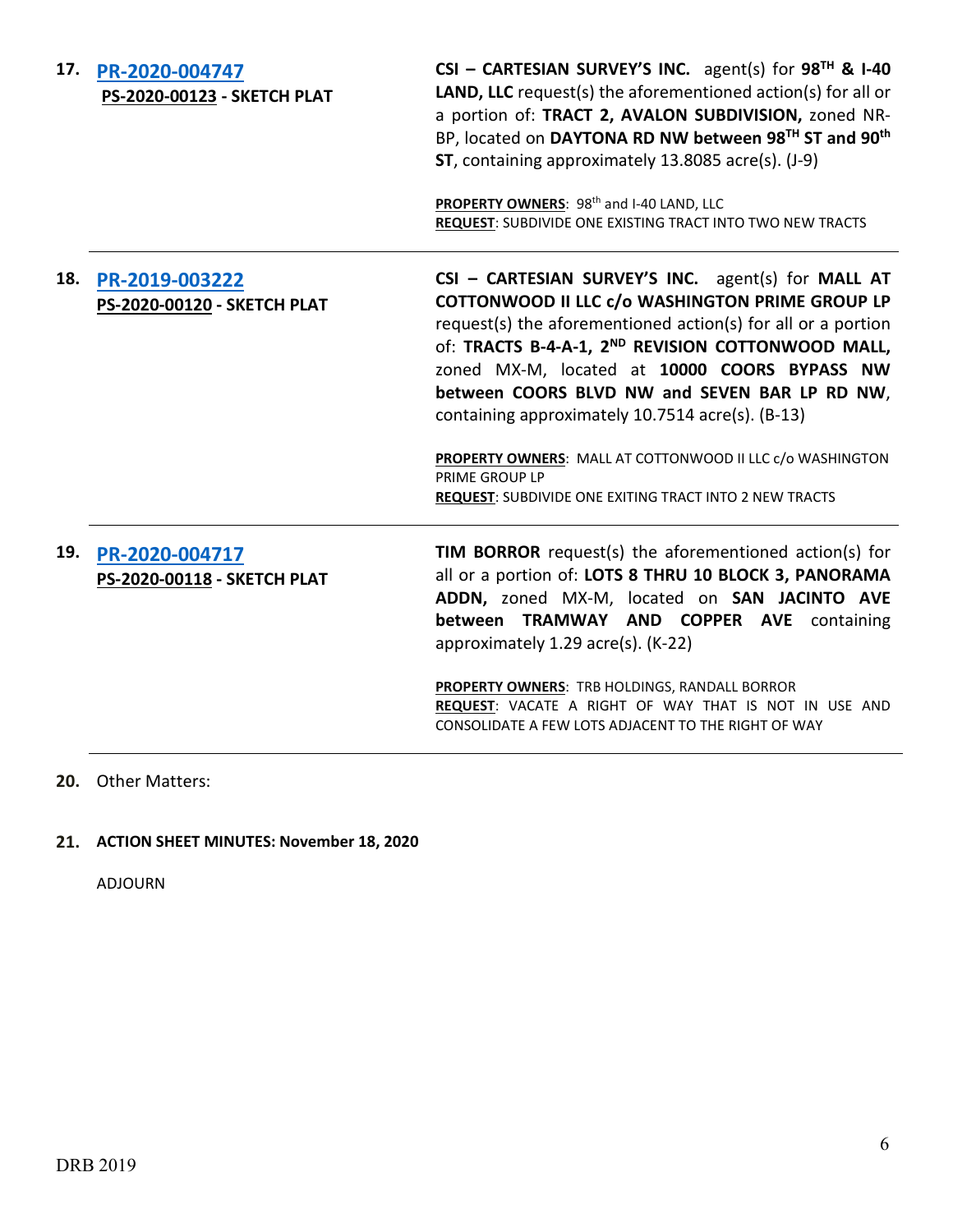**17. PR-2020-004747**
**PS-2020-00123 - SKETCH PLAT**

**CSI – CARTESIAN SURVEY'S INC.** agent(s) for **98TH & I-40 LAND, LLC** request(s) the aforementioned action(s) for all or a portion of: **TRACT 2, AVALON SUBDIVISION,** zoned NR-BP, located on **DAYTONA RD NW between 98TH ST and 90th ST**, containing approximately 13.8085 acre(s). (J-9)

**PROPERTY OWNERS**: 98th and I-40 LAND, LLC
**REQUEST**: SUBDIVIDE ONE EXISTING TRACT INTO TWO NEW TRACTS

---

**18. PR-2019-003222**
**PS-2020-00120 - SKETCH PLAT**

**CSI – CARTESIAN SURVEY'S INC.** agent(s) for **MALL AT COTTONWOOD II LLC c/o WASHINGTON PRIME GROUP LP** request(s) the aforementioned action(s) for all or a portion of: **TRACTS B-4-A-1, 2ND REVISION COTTONWOOD MALL,** zoned MX-M, located at **10000 COORS BYPASS NW between COORS BLVD NW and SEVEN BAR LP RD NW**, containing approximately 10.7514 acre(s). (B-13)

**PROPERTY OWNERS**: MALL AT COTTONWOOD II LLC c/o WASHINGTON PRIME GROUP LP
**REQUEST**: SUBDIVIDE ONE EXITING TRACT INTO 2 NEW TRACTS

---

**19. PR-2020-004717**
**PS-2020-00118 - SKETCH PLAT**

**TIM BORROR** request(s) the aforementioned action(s) for all or a portion of: **LOTS 8 THRU 10 BLOCK 3, PANORAMA ADDN,** zoned MX-M, located on **SAN JACINTO AVE between TRAMWAY AND COPPER AVE** containing approximately 1.29 acre(s). (K-22)

**PROPERTY OWNERS**: TRB HOLDINGS, RANDALL BORROR
**REQUEST**: VACATE A RIGHT OF WAY THAT IS NOT IN USE AND CONSOLIDATE A FEW LOTS ADJACENT TO THE RIGHT OF WAY

---

**20.** Other Matters:

**21. ACTION SHEET MINUTES: November 18, 2020**

ADJOURN